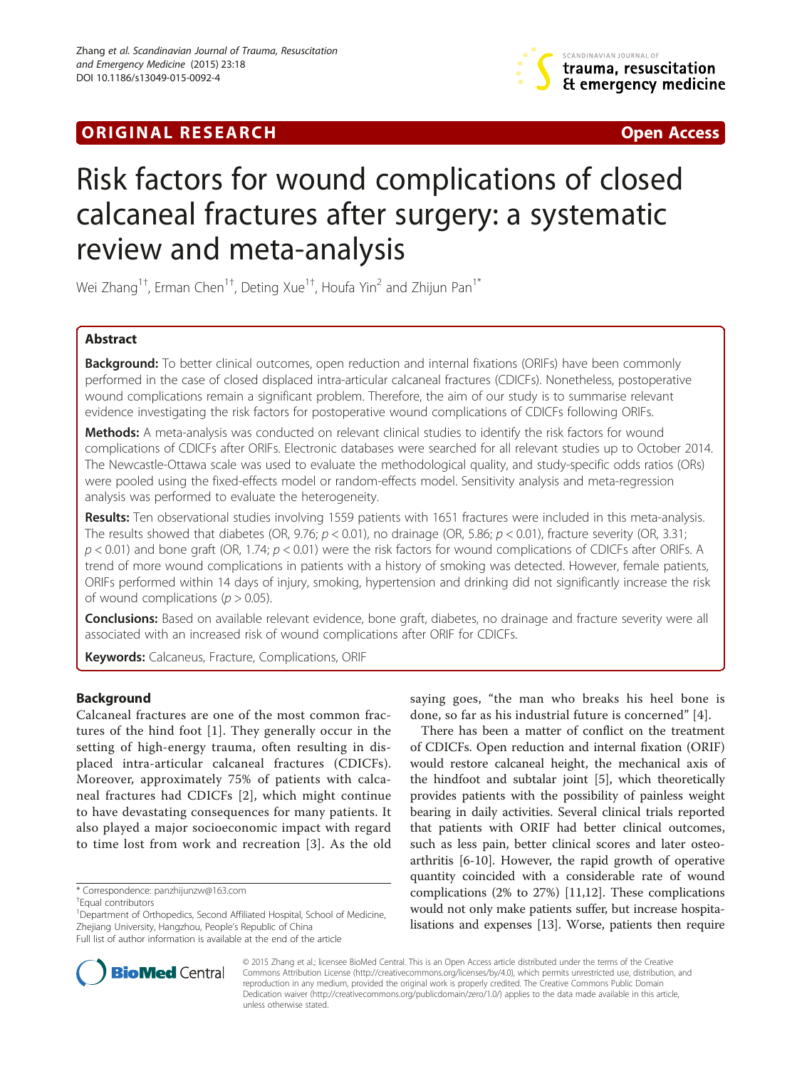ORIGINAL RESEARCH | Open Access

# Risk factors for wound complications of closed calcaneal fractures after surgery: a systematic review and meta-analysis

Wei Zhang[1†], Erman Chen[1†], Deting Xue[1†], Houfa Yin[2] and Zhijun Pan[1*]

## Abstract

**Background:** To better clinical outcomes, open reduction and internal fixations (ORIFs) have been commonly performed in the case of closed displaced intra-articular calcaneal fractures (CDICFs). Nonetheless, postoperative wound complications remain a significant problem. Therefore, the aim of our study is to summarise relevant evidence investigating the risk factors for postoperative wound complications of CDICFs following ORIFs.

**Methods:** A meta-analysis was conducted on relevant clinical studies to identify the risk factors for wound complications of CDICFs after ORIFs. Electronic databases were searched for all relevant studies up to October 2014. The Newcastle-Ottawa scale was used to evaluate the methodological quality, and study-specific odds ratios (ORs) were pooled using the fixed-effects model or random-effects model. Sensitivity analysis and meta-regression analysis was performed to evaluate the heterogeneity.

**Results:** Ten observational studies involving 1559 patients with 1651 fractures were included in this meta-analysis. The results showed that diabetes (OR, 9.76; $p < 0.01$), no drainage (OR, 5.86; $p < 0.01$), fracture severity (OR, 3.31; $p < 0.01$) and bone graft (OR, 1.74; $p < 0.01$) were the risk factors for wound complications of CDICFs after ORIFs. A trend of more wound complications in patients with a history of smoking was detected. However, female patients, ORIFs performed within 14 days of injury, smoking, hypertension and drinking did not significantly increase the risk of wound complications ($p > 0.05$).

**Conclusions:** Based on available relevant evidence, bone graft, diabetes, no drainage and fracture severity were all associated with an increased risk of wound complications after ORIF for CDICFs.

**Keywords:** Calcaneus, Fracture, Complications, ORIF

## Background

Calcaneal fractures are one of the most common fractures of the hind foot [1]. They generally occur in the setting of high-energy trauma, often resulting in displaced intra-articular calcaneal fractures (CDICFs). Moreover, approximately 75% of patients with calcaneal fractures had CDICFs [2], which might continue to have devastating consequences for many patients. It also played a major socioeconomic impact with regard to time lost from work and recreation [3]. As the old saying goes, "the man who breaks his heel bone is done, so far as his industrial future is concerned" [4].

There has been a matter of conflict on the treatment of CDICFs. Open reduction and internal fixation (ORIF) would restore calcaneal height, the mechanical axis of the hindfoot and subtalar joint [5], which theoretically provides patients with the possibility of painless weight bearing in daily activities. Several clinical trials reported that patients with ORIF had better clinical outcomes, such as less pain, better clinical scores and later osteoarthritis [6-10]. However, the rapid growth of operative quantity coincided with a considerable rate of wound complications (2% to 27%) [11,12]. These complications would not only make patients suffer, but increase hospitalisations and expenses [13]. Worse, patients then require

\* Correspondence: panzhijunzw@163.com

†Equal contributors

[1]Department of Orthopedics, Second Affiliated Hospital, School of Medicine, Zhejiang University, Hangzhou, People's Republic of China

Full list of author information is available at the end of the article

© 2015 Zhang et al.; licensee BioMed Central. This is an Open Access article distributed under the terms of the Creative Commons Attribution License (http://creativecommons.org/licenses/by/4.0), which permits unrestricted use, distribution, and reproduction in any medium, provided the original work is properly credited. The Creative Commons Public Domain Dedication waiver (http://creativecommons.org/publicdomain/zero/1.0/) applies to the data made available in this article, unless otherwise stated.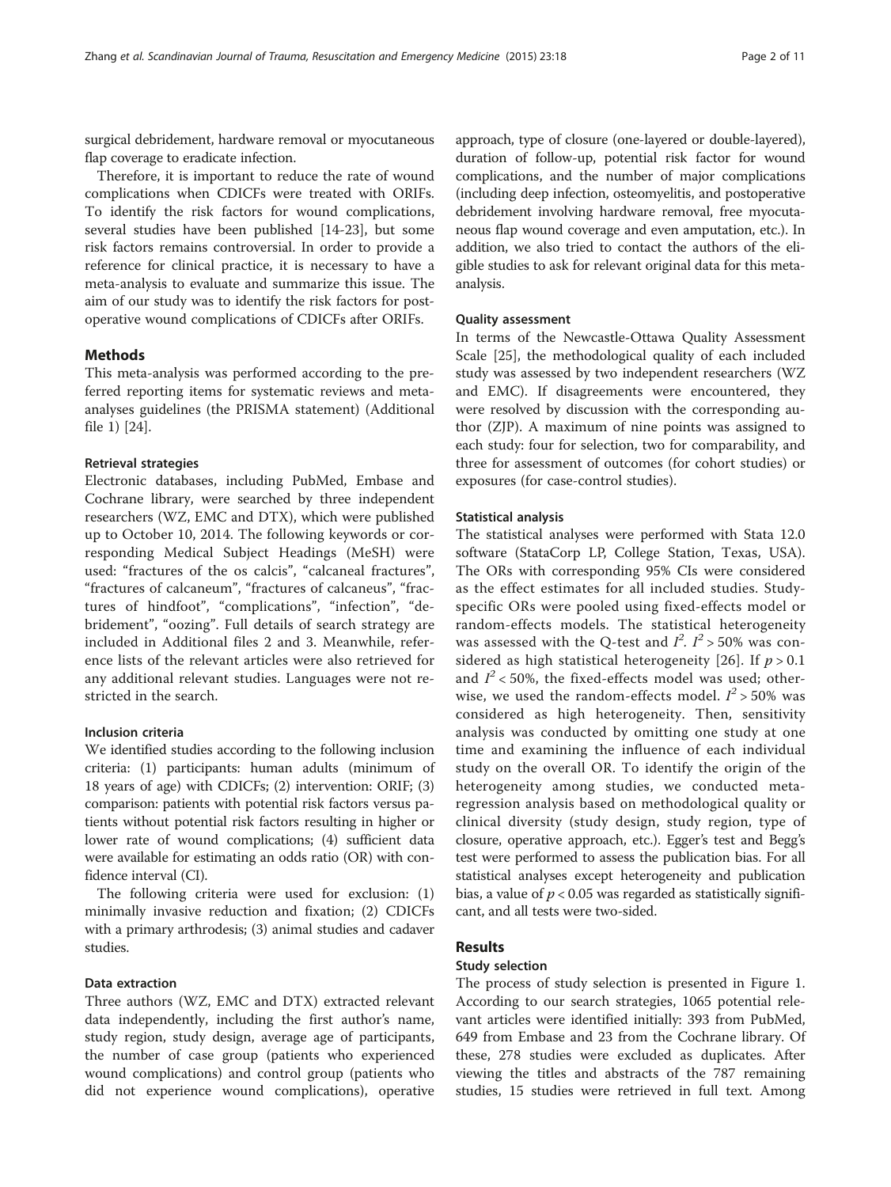surgical debridement, hardware removal or myocutaneous flap coverage to eradicate infection.

Therefore, it is important to reduce the rate of wound complications when CDICFs were treated with ORIFs. To identify the risk factors for wound complications, several studies have been published [14-23], but some risk factors remains controversial. In order to provide a reference for clinical practice, it is necessary to have a meta-analysis to evaluate and summarize this issue. The aim of our study was to identify the risk factors for postoperative wound complications of CDICFs after ORIFs.

## Methods

This meta-analysis was performed according to the preferred reporting items for systematic reviews and meta-analyses guidelines (the PRISMA statement) (Additional file 1) [24].

### Retrieval strategies

Electronic databases, including PubMed, Embase and Cochrane library, were searched by three independent researchers (WZ, EMC and DTX), which were published up to October 10, 2014. The following keywords or corresponding Medical Subject Headings (MeSH) were used: "fractures of the os calcis", "calcaneal fractures", "fractures of calcaneum", "fractures of calcaneus", "fractures of hindfoot", "complications", "infection", "debridement", "oozing". Full details of search strategy are included in Additional files 2 and 3. Meanwhile, reference lists of the relevant articles were also retrieved for any additional relevant studies. Languages were not restricted in the search.

### Inclusion criteria

We identified studies according to the following inclusion criteria: (1) participants: human adults (minimum of 18 years of age) with CDICFs; (2) intervention: ORIF; (3) comparison: patients with potential risk factors versus patients without potential risk factors resulting in higher or lower rate of wound complications; (4) sufficient data were available for estimating an odds ratio (OR) with confidence interval (CI).

The following criteria were used for exclusion: (1) minimally invasive reduction and fixation; (2) CDICFs with a primary arthrodesis; (3) animal studies and cadaver studies.

### Data extraction

Three authors (WZ, EMC and DTX) extracted relevant data independently, including the first author's name, study region, study design, average age of participants, the number of case group (patients who experienced wound complications) and control group (patients who did not experience wound complications), operative approach, type of closure (one-layered or double-layered), duration of follow-up, potential risk factor for wound complications, and the number of major complications (including deep infection, osteomyelitis, and postoperative debridement involving hardware removal, free myocutaneous flap wound coverage and even amputation, etc.). In addition, we also tried to contact the authors of the eligible studies to ask for relevant original data for this meta-analysis.

### Quality assessment

In terms of the Newcastle-Ottawa Quality Assessment Scale [25], the methodological quality of each included study was assessed by two independent researchers (WZ and EMC). If disagreements were encountered, they were resolved by discussion with the corresponding author (ZJP). A maximum of nine points was assigned to each study: four for selection, two for comparability, and three for assessment of outcomes (for cohort studies) or exposures (for case-control studies).

### Statistical analysis

The statistical analyses were performed with Stata 12.0 software (StataCorp LP, College Station, Texas, USA). The ORs with corresponding 95% CIs were considered as the effect estimates for all included studies. Study-specific ORs were pooled using fixed-effects model or random-effects models. The statistical heterogeneity was assessed with the Q-test and $I^2$. $I^2 > 50\%$ was considered as high statistical heterogeneity [26]. If $p > 0.1$ and $I^2 < 50\%$, the fixed-effects model was used; otherwise, we used the random-effects model. $I^2 > 50\%$ was considered as high heterogeneity. Then, sensitivity analysis was conducted by omitting one study at one time and examining the influence of each individual study on the overall OR. To identify the origin of the heterogeneity among studies, we conducted meta-regression analysis based on methodological quality or clinical diversity (study design, study region, type of closure, operative approach, etc.). Egger's test and Begg's test were performed to assess the publication bias. For all statistical analyses except heterogeneity and publication bias, a value of $p < 0.05$ was regarded as statistically significant, and all tests were two-sided.

## Results

### Study selection

The process of study selection is presented in Figure 1. According to our search strategies, 1065 potential relevant articles were identified initially: 393 from PubMed, 649 from Embase and 23 from the Cochrane library. Of these, 278 studies were excluded as duplicates. After viewing the titles and abstracts of the 787 remaining studies, 15 studies were retrieved in full text. Among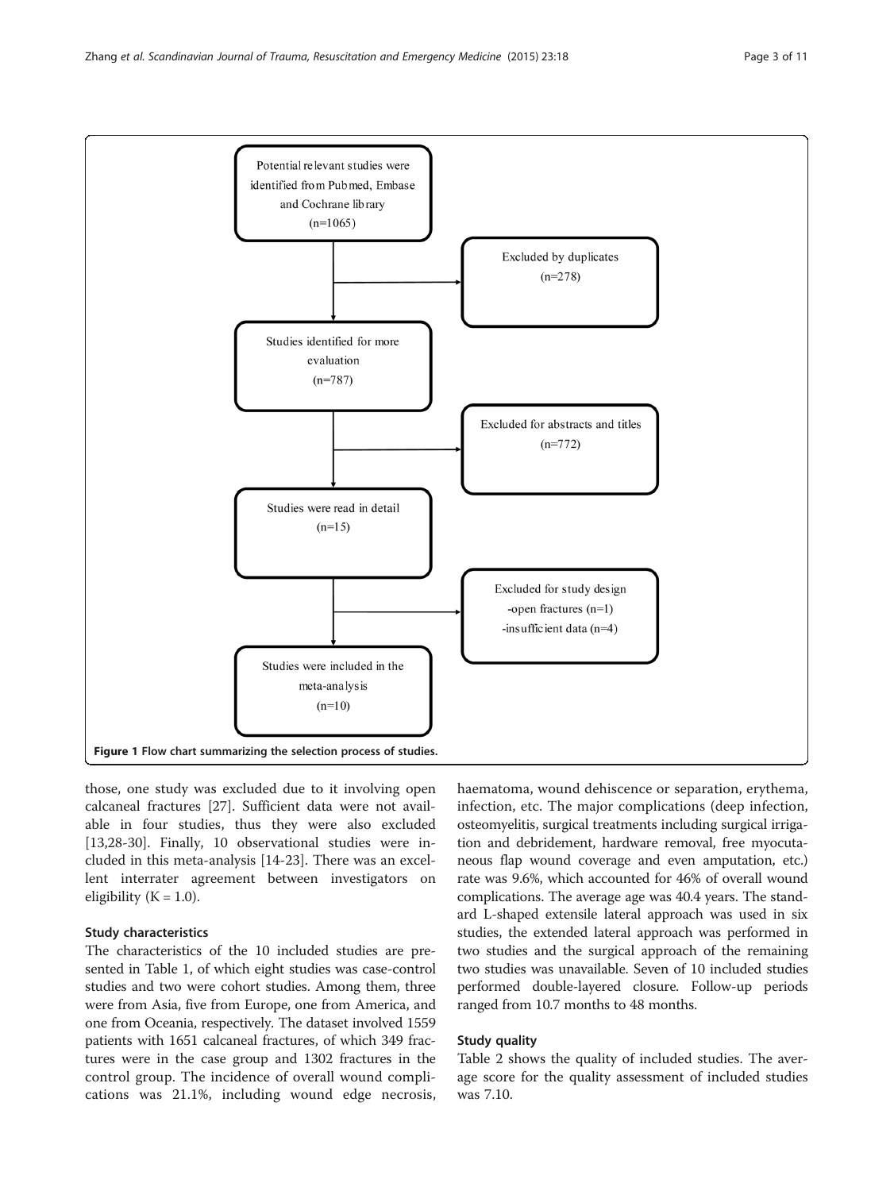Potential relevant studies were identified from Pubmed, Embase and Cochrane library (n=1065)

Excluded by duplicates (n=278)

Studies identified for more evaluation (n=787)

Excluded for abstracts and titles (n=772)

Studies were read in detail (n=15)

Excluded for study design
-open fractures (n=1)
-insufficient data (n=4)

Studies were included in the meta-analysis (n=10)

**Figure 1 Flow chart summarizing the selection process of studies.**

those, one study was excluded due to it involving open calcaneal fractures [27]. Sufficient data were not available in four studies, thus they were also excluded [13,28-30]. Finally, 10 observational studies were included in this meta-analysis [14-23]. There was an excellent interrater agreement between investigators on eligibility (K = 1.0).

### Study characteristics

The characteristics of the 10 included studies are presented in Table 1, of which eight studies was case-control studies and two were cohort studies. Among them, three were from Asia, five from Europe, one from America, and one from Oceania, respectively. The dataset involved 1559 patients with 1651 calcaneal fractures, of which 349 fractures were in the case group and 1302 fractures in the control group. The incidence of overall wound complications was 21.1%, including wound edge necrosis, haematoma, wound dehiscence or separation, erythema, infection, etc. The major complications (deep infection, osteomyelitis, surgical treatments including surgical irrigation and debridement, hardware removal, free myocutaneous flap wound coverage and even amputation, etc.) rate was 9.6%, which accounted for 46% of overall wound complications. The average age was 40.4 years. The standard L-shaped extensile lateral approach was used in six studies, the extended lateral approach was performed in two studies and the surgical approach of the remaining two studies was unavailable. Seven of 10 included studies performed double-layered closure. Follow-up periods ranged from 10.7 months to 48 months.

### Study quality

Table 2 shows the quality of included studies. The average score for the quality assessment of included studies was 7.10.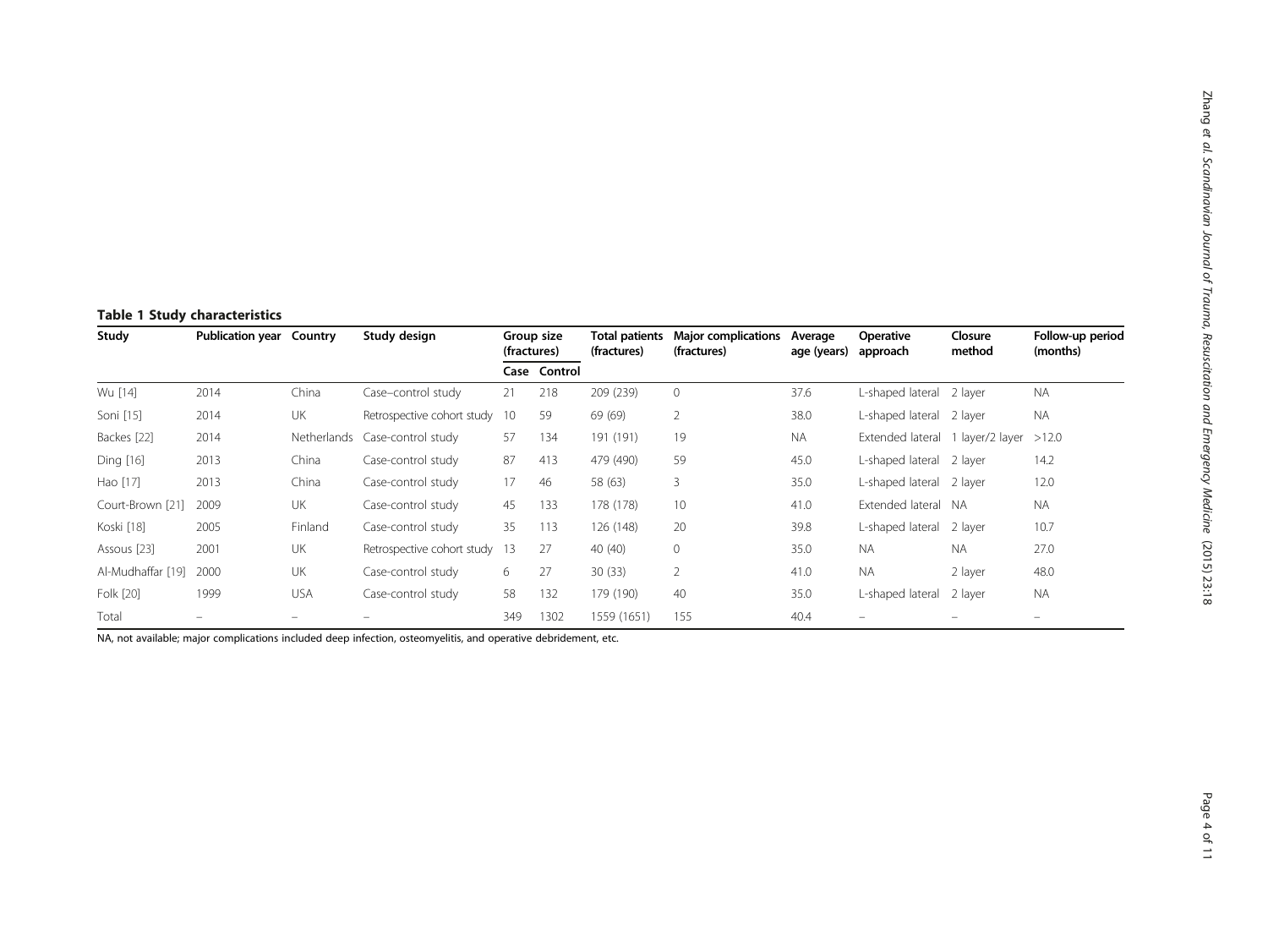**Table 1 Study characteristics**

| Study | Publication year | Country | Study design | Group size (fractures) | | Total patients (fractures) | Major complications (fractures) | Average age (years) | Operative approach | Closure method | Follow-up period (months) |
|---|---|---|---|---|---|---|---|---|---|---|---|
| | | | | Case | Control | | | | | | |
| Wu [14] | 2014 | China | Case–control study | 21 | 218 | 209 (239) | 0 | 37.6 | L-shaped lateral | 2 layer | NA |
| Soni [15] | 2014 | UK | Retrospective cohort study | 10 | 59 | 69 (69) | 2 | 38.0 | L-shaped lateral | 2 layer | NA |
| Backes [22] | 2014 | Netherlands | Case-control study | 57 | 134 | 191 (191) | 19 | NA | Extended lateral | 1 layer/2 layer | >12.0 |
| Ding [16] | 2013 | China | Case-control study | 87 | 413 | 479 (490) | 59 | 45.0 | L-shaped lateral | 2 layer | 14.2 |
| Hao [17] | 2013 | China | Case-control study | 17 | 46 | 58 (63) | 3 | 35.0 | L-shaped lateral | 2 layer | 12.0 |
| Court-Brown [21] | 2009 | UK | Case-control study | 45 | 133 | 178 (178) | 10 | 41.0 | Extended lateral | NA | NA |
| Koski [18] | 2005 | Finland | Case-control study | 35 | 113 | 126 (148) | 20 | 39.8 | L-shaped lateral | 2 layer | 10.7 |
| Assous [23] | 2001 | UK | Retrospective cohort study | 13 | 27 | 40 (40) | 0 | 35.0 | NA | NA | 27.0 |
| Al-Mudhaffar [19] | 2000 | UK | Case-control study | 6 | 27 | 30 (33) | 2 | 41.0 | NA | 2 layer | 48.0 |
| Folk [20] | 1999 | USA | Case-control study | 58 | 132 | 179 (190) | 40 | 35.0 | L-shaped lateral | 2 layer | NA |
| Total | – | – | – | 349 | 1302 | 1559 (1651) | 155 | 40.4 | – | – | – |

NA, not available; major complications included deep infection, osteomyelitis, and operative debridement, etc.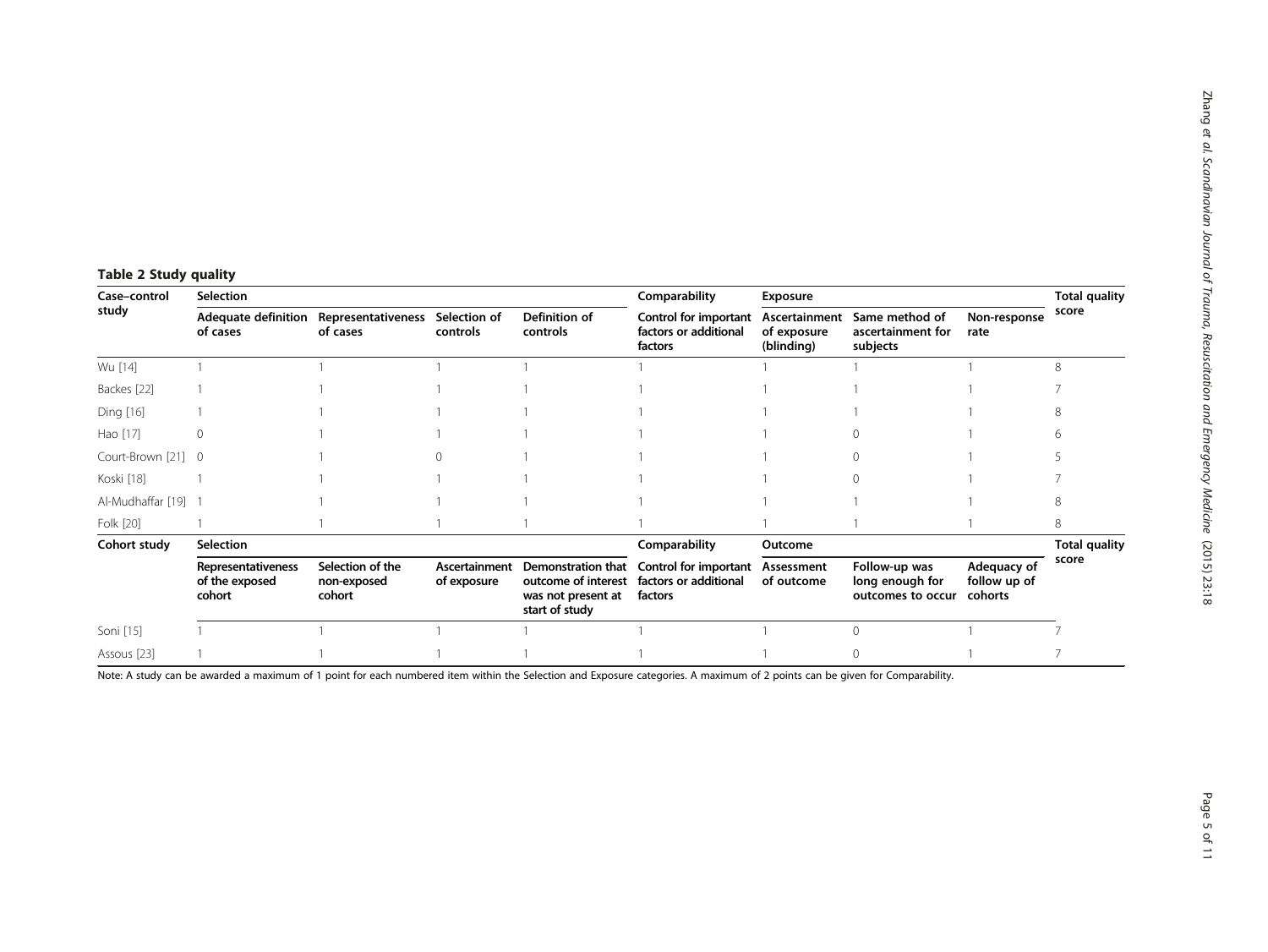**Table 2 Study quality**

| Case–control study | Selection | | | | Comparability | Exposure | | | Total quality score |
|---|---|---|---|---|---|---|---|---|---|
| | Adequate definition of cases | Representativeness of cases | Selection of controls | Definition of controls | Control for important factors or additional factors | Ascertainment of exposure (blinding) | Same method of ascertainment for subjects | Non-response rate | |
| Wu [14] | 1 | 1 | 1 | 1 | 1 | 1 | 1 | 1 | 8 |
| Backes [22] | 1 | 1 | 1 | 1 | 1 | 1 | 1 | 1 | 7 |
| Ding [16] | 1 | 1 | 1 | 1 | 1 | 1 | 1 | 1 | 8 |
| Hao [17] | 0 | 1 | 1 | 1 | 1 | 1 | 0 | 1 | 6 |
| Court-Brown [21] | 0 | 1 | 0 | 1 | 1 | 1 | 0 | 1 | 5 |
| Koski [18] | 1 | 1 | 1 | 1 | 1 | 1 | 0 | 1 | 7 |
| Al-Mudhaffar [19] | 1 | 1 | 1 | 1 | 1 | 1 | 1 | 1 | 8 |
| Folk [20] | 1 | 1 | 1 | 1 | 1 | 1 | 1 | 1 | 8 |
| **Cohort study** | **Selection** | | | | **Comparability** | **Outcome** | | | **Total quality score** |
| | Representativeness of the exposed cohort | Selection of the non-exposed cohort | Ascertainment of exposure | Demonstration that outcome of interest was not present at start of study | Control for important factors or additional factors | Assessment of outcome | Follow-up was long enough for outcomes to occur | Adequacy of follow up of cohorts | |
| Soni [15] | 1 | 1 | 1 | 1 | 1 | 1 | 0 | 1 | 7 |
| Assous [23] | 1 | 1 | 1 | 1 | 1 | 1 | 0 | 1 | 7 |

Note: A study can be awarded a maximum of 1 point for each numbered item within the Selection and Exposure categories. A maximum of 2 points can be given for Comparability.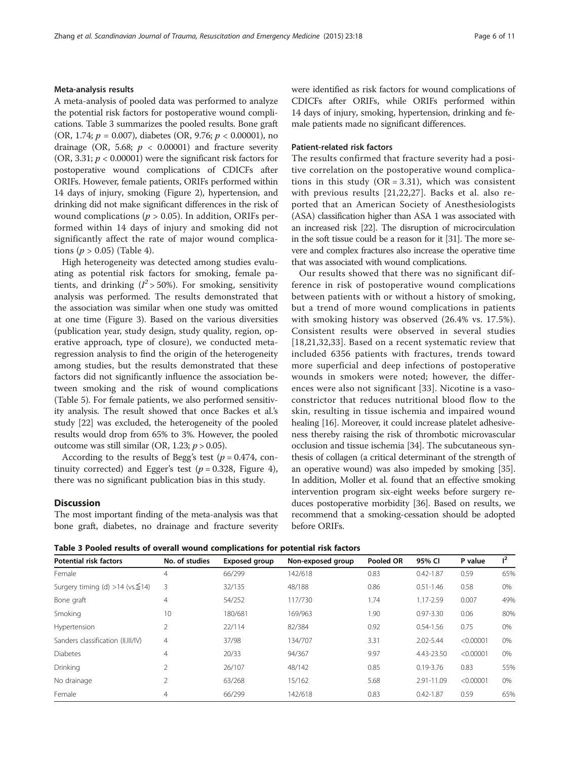### Meta-analysis results

A meta-analysis of pooled data was performed to analyze the potential risk factors for postoperative wound complications. Table 3 summarizes the pooled results. Bone graft (OR, 1.74; $p = 0.007$), diabetes (OR, 9.76; $p < 0.00001$), no drainage (OR, 5.68; $p < 0.00001$) and fracture severity (OR, 3.31; $p < 0.00001$) were the significant risk factors for postoperative wound complications of CDICFs after ORIFs. However, female patients, ORIFs performed within 14 days of injury, smoking (Figure 2), hypertension, and drinking did not make significant differences in the risk of wound complications ($p > 0.05$). In addition, ORIFs performed within 14 days of injury and smoking did not significantly affect the rate of major wound complications ($p > 0.05$) (Table 4).

High heterogeneity was detected among studies evaluating as potential risk factors for smoking, female patients, and drinking ($I^2 > 50\%$). For smoking, sensitivity analysis was performed. The results demonstrated that the association was similar when one study was omitted at one time (Figure 3). Based on the various diversities (publication year, study design, study quality, region, operative approach, type of closure), we conducted meta-regression analysis to find the origin of the heterogeneity among studies, but the results demonstrated that these factors did not significantly influence the association between smoking and the risk of wound complications (Table 5). For female patients, we also performed sensitivity analysis. The result showed that once Backes et al.'s study [22] was excluded, the heterogeneity of the pooled results would drop from 65% to 3%. However, the pooled outcome was still similar (OR, 1.23; $p > 0.05$).

According to the results of Begg's test ($p = 0.474$, continuity corrected) and Egger's test ($p = 0.328$, Figure 4), there was no significant publication bias in this study.

## Discussion

The most important finding of the meta-analysis was that bone graft, diabetes, no drainage and fracture severity were identified as risk factors for wound complications of CDICFs after ORIFs, while ORIFs performed within 14 days of injury, smoking, hypertension, drinking and female patients made no significant differences.

### Patient-related risk factors

The results confirmed that fracture severity had a positive correlation on the postoperative wound complications in this study (OR = 3.31), which was consistent with previous results [21,22,27]. Backs et al. also reported that an American Society of Anesthesiologists (ASA) classification higher than ASA 1 was associated with an increased risk [22]. The disruption of microcirculation in the soft tissue could be a reason for it [31]. The more severe and complex fractures also increase the operative time that was associated with wound complications.

Our results showed that there was no significant difference in risk of postoperative wound complications between patients with or without a history of smoking, but a trend of more wound complications in patients with smoking history was observed (26.4% vs. 17.5%). Consistent results were observed in several studies [18,21,32,33]. Based on a recent systematic review that included 6356 patients with fractures, trends toward more superficial and deep infections of postoperative wounds in smokers were noted; however, the differences were also not significant [33]. Nicotine is a vasoconstrictor that reduces nutritional blood flow to the skin, resulting in tissue ischemia and impaired wound healing [16]. Moreover, it could increase platelet adhesiveness thereby raising the risk of thrombotic microvascular occlusion and tissue ischemia [34]. The subcutaneous synthesis of collagen (a critical determinant of the strength of an operative wound) was also impeded by smoking [35]. In addition, Moller et al. found that an effective smoking intervention program six-eight weeks before surgery reduces postoperative morbidity [36]. Based on results, we recommend that a smoking-cessation should be adopted before ORIFs.

**Table 3 Pooled results of overall wound complications for potential risk factors**

| Potential risk factors | No. of studies | Exposed group | Non-exposed group | Pooled OR | 95% CI | P value | $I^2$ |
|---|---|---|---|---|---|---|---|
| Female | 4 | 66/299 | 142/618 | 0.83 | 0.42-1.87 | 0.59 | 65% |
| Surgery timing (d) >14 (vs.≦14) | 3 | 32/135 | 48/188 | 0.86 | 0.51-1.46 | 0.58 | 0% |
| Bone graft | 4 | 54/252 | 117/730 | 1.74 | 1.17-2.59 | 0.007 | 49% |
| Smoking | 10 | 180/681 | 169/963 | 1.90 | 0.97-3.30 | 0.06 | 80% |
| Hypertension | 2 | 22/114 | 82/384 | 0.92 | 0.54-1.56 | 0.75 | 0% |
| Sanders classification (II.III/IV) | 4 | 37/98 | 134/707 | 3.31 | 2.02-5.44 | <0.00001 | 0% |
| Diabetes | 4 | 20/33 | 94/367 | 9.97 | 4.43-23.50 | <0.00001 | 0% |
| Drinking | 2 | 26/107 | 48/142 | 0.85 | 0.19-3.76 | 0.83 | 55% |
| No drainage | 2 | 63/268 | 15/162 | 5.68 | 2.91-11.09 | <0.00001 | 0% |
| Female | 4 | 66/299 | 142/618 | 0.83 | 0.42-1.87 | 0.59 | 65% |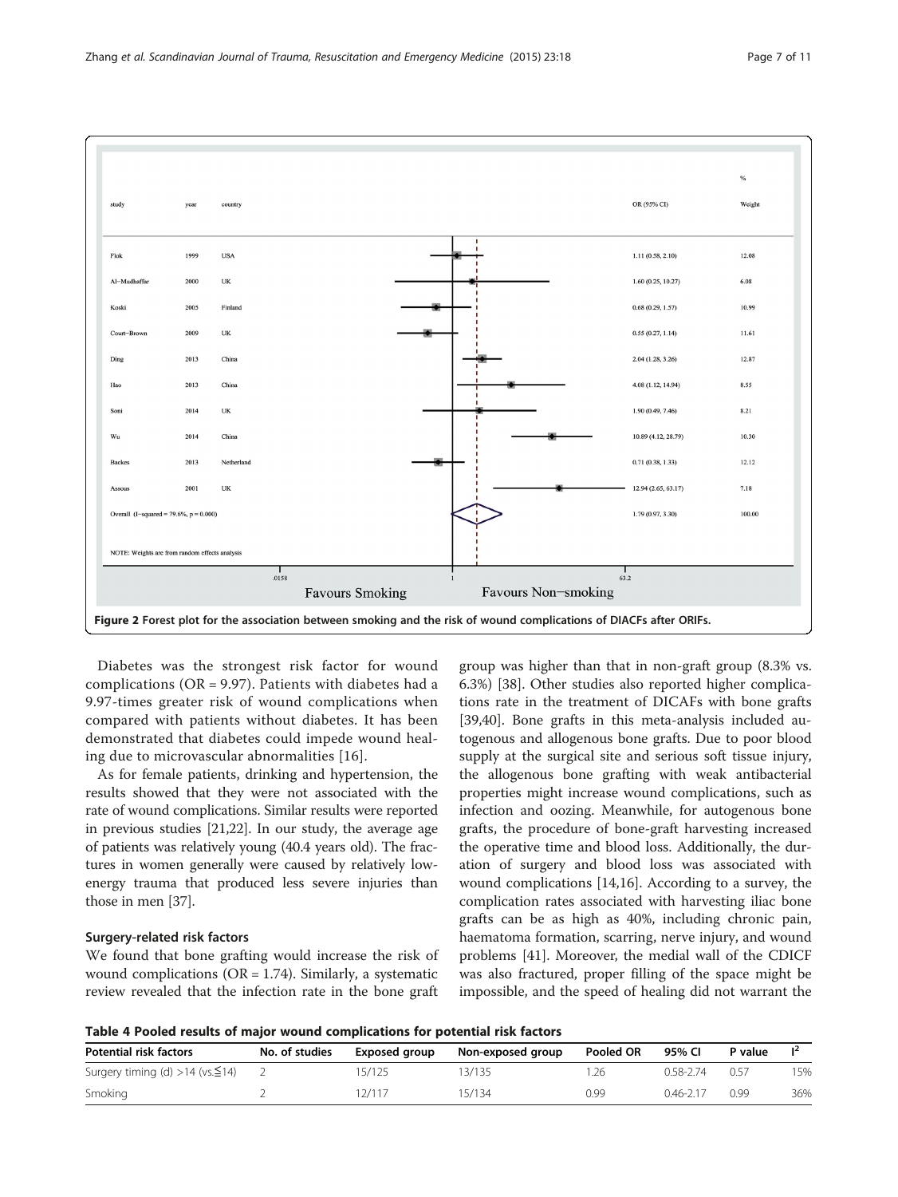Figure 2 Forest plot for the association between smoking and the risk of wound complications of DIACFs after ORIFs.

Diabetes was the strongest risk factor for wound complications (OR = 9.97). Patients with diabetes had a 9.97-times greater risk of wound complications when compared with patients without diabetes. It has been demonstrated that diabetes could impede wound healing due to microvascular abnormalities [16].

As for female patients, drinking and hypertension, the results showed that they were not associated with the rate of wound complications. Similar results were reported in previous studies [21,22]. In our study, the average age of patients was relatively young (40.4 years old). The fractures in women generally were caused by relatively low-energy trauma that produced less severe injuries than those in men [37].

### Surgery-related risk factors

We found that bone grafting would increase the risk of wound complications (OR = 1.74). Similarly, a systematic review revealed that the infection rate in the bone graft group was higher than that in non-graft group (8.3% vs. 6.3%) [38]. Other studies also reported higher complications rate in the treatment of DICAFs with bone grafts [39,40]. Bone grafts in this meta-analysis included autogenous and allogenous bone grafts. Due to poor blood supply at the surgical site and serious soft tissue injury, the allogenous bone grafting with weak antibacterial properties might increase wound complications, such as infection and oozing. Meanwhile, for autogenous bone grafts, the procedure of bone-graft harvesting increased the operative time and blood loss. Additionally, the duration of surgery and blood loss was associated with wound complications [14,16]. According to a survey, the complication rates associated with harvesting iliac bone grafts can be as high as 40%, including chronic pain, haematoma formation, scarring, nerve injury, and wound problems [41]. Moreover, the medial wall of the CDICF was also fractured, proper filling of the space might be impossible, and the speed of healing did not warrant the

**Table 4 Pooled results of major wound complications for potential risk factors**

| Potential risk factors | No. of studies | Exposed group | Non-exposed group | Pooled OR | 95% CI | P value | $I^2$ |
|---|---|---|---|---|---|---|---|
| Surgery timing (d) >14 (vs.≦14) | 2 | 15/125 | 13/135 | 1.26 | 0.58-2.74 | 0.57 | 15% |
| Smoking | 2 | 12/117 | 15/134 | 0.99 | 0.46-2.17 | 0.99 | 36% |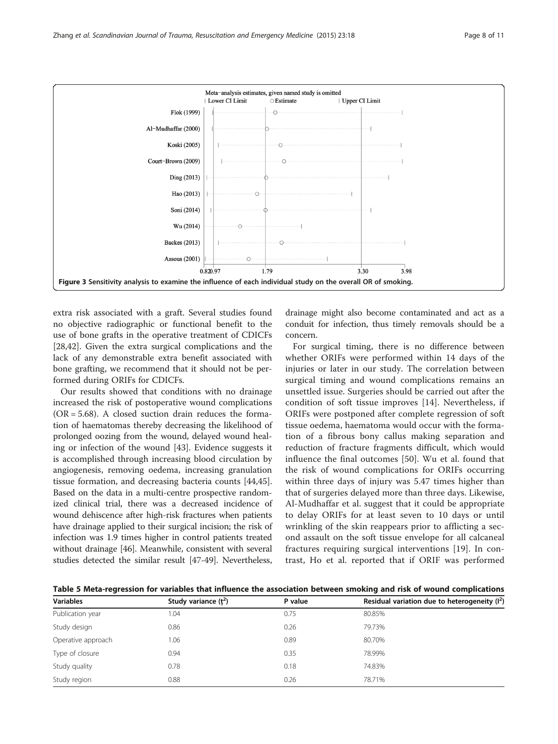Meta−analysis estimates, given named study is omitted

| Lower CI Limit ○ Estimate | Upper CI Limit

Flok (1999)

Al−Mudhaffar (2000)

Koski (2005)

Court−Brown (2009)

Ding (2013)

Hao (2013)

Soni (2014)

Wu (2014)

Backes (2013)

Assous (2001)

0.82 0.97 1.79 3.30 3.98

**Figure 3 Sensitivity analysis to examine the influence of each individual study on the overall OR of smoking.**

extra risk associated with a graft. Several studies found no objective radiographic or functional benefit to the use of bone grafts in the operative treatment of CDICFs [28,42]. Given the extra surgical complications and the lack of any demonstrable extra benefit associated with bone grafting, we recommend that it should not be performed during ORIFs for CDICFs.

Our results showed that conditions with no drainage increased the risk of postoperative wound complications (OR = 5.68). A closed suction drain reduces the formation of haematomas thereby decreasing the likelihood of prolonged oozing from the wound, delayed wound healing or infection of the wound [43]. Evidence suggests it is accomplished through increasing blood circulation by angiogenesis, removing oedema, increasing granulation tissue formation, and decreasing bacteria counts [44,45]. Based on the data in a multi-centre prospective randomized clinical trial, there was a decreased incidence of wound dehiscence after high-risk fractures when patients have drainage applied to their surgical incision; the risk of infection was 1.9 times higher in control patients treated without drainage [46]. Meanwhile, consistent with several studies detected the similar result [47-49]. Nevertheless, drainage might also become contaminated and act as a conduit for infection, thus timely removals should be a concern.

For surgical timing, there is no difference between whether ORIFs were performed within 14 days of the injuries or later in our study. The correlation between surgical timing and wound complications remains an unsettled issue. Surgeries should be carried out after the condition of soft tissue improves [14]. Nevertheless, if ORIFs were postponed after complete regression of soft tissue oedema, haematoma would occur with the formation of a fibrous bony callus making separation and reduction of fracture fragments difficult, which would influence the final outcomes [50]. Wu et al. found that the risk of wound complications for ORIFs occurring within three days of injury was 5.47 times higher than that of surgeries delayed more than three days. Likewise, Al-Mudhaffar et al. suggest that it could be appropriate to delay ORIFs for at least seven to 10 days or until wrinkling of the skin reappears prior to afflicting a second assault on the soft tissue envelope for all calcaneal fractures requiring surgical interventions [19]. In contrast, Ho et al. reported that if ORIF was performed

**Table 5 Meta-regression for variables that influence the association between smoking and risk of wound complications**

| Variables | Study variance ($\tau^2$) | P value | Residual variation due to heterogeneity ($I^2$) |
|---|---|---|---|
| Publication year | 1.04 | 0.75 | 80.85% |
| Study design | 0.86 | 0.26 | 79.73% |
| Operative approach | 1.06 | 0.89 | 80.70% |
| Type of closure | 0.94 | 0.35 | 78.99% |
| Study quality | 0.78 | 0.18 | 74.83% |
| Study region | 0.88 | 0.26 | 78.71% |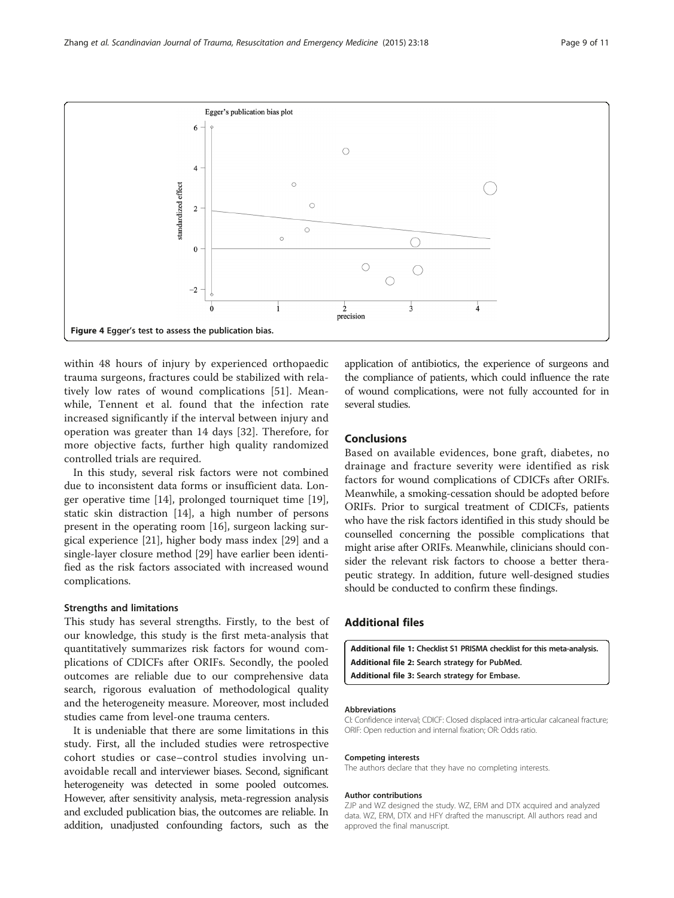Figure 4 Egger's test to assess the publication bias.

within 48 hours of injury by experienced orthopaedic trauma surgeons, fractures could be stabilized with relatively low rates of wound complications [51]. Meanwhile, Tennent et al. found that the infection rate increased significantly if the interval between injury and operation was greater than 14 days [32]. Therefore, for more objective facts, further high quality randomized controlled trials are required.

In this study, several risk factors were not combined due to inconsistent data forms or insufficient data. Longer operative time [14], prolonged tourniquet time [19], static skin distraction [14], a high number of persons present in the operating room [16], surgeon lacking surgical experience [21], higher body mass index [29] and a single-layer closure method [29] have earlier been identified as the risk factors associated with increased wound complications.

### Strengths and limitations

This study has several strengths. Firstly, to the best of our knowledge, this study is the first meta-analysis that quantitatively summarizes risk factors for wound complications of CDICFs after ORIFs. Secondly, the pooled outcomes are reliable due to our comprehensive data search, rigorous evaluation of methodological quality and the heterogeneity measure. Moreover, most included studies came from level-one trauma centers.

It is undeniable that there are some limitations in this study. First, all the included studies were retrospective cohort studies or case–control studies involving unavoidable recall and interviewer biases. Second, significant heterogeneity was detected in some pooled outcomes. However, after sensitivity analysis, meta-regression analysis and excluded publication bias, the outcomes are reliable. In addition, unadjusted confounding factors, such as the application of antibiotics, the experience of surgeons and the compliance of patients, which could influence the rate of wound complications, were not fully accounted for in several studies.

## Conclusions

Based on available evidences, bone graft, diabetes, no drainage and fracture severity were identified as risk factors for wound complications of CDICFs after ORIFs. Meanwhile, a smoking-cessation should be adopted before ORIFs. Prior to surgical treatment of CDICFs, patients who have the risk factors identified in this study should be counselled concerning the possible complications that might arise after ORIFs. Meanwhile, clinicians should consider the relevant risk factors to choose a better therapeutic strategy. In addition, future well-designed studies should be conducted to confirm these findings.

## Additional files

**Additional file 1:** Checklist S1 PRISMA checklist for this meta-analysis.

**Additional file 2:** Search strategy for PubMed.

**Additional file 3:** Search strategy for Embase.

#### Abbreviations

CI: Confidence interval; CDICF: Closed displaced intra-articular calcaneal fracture; ORIF: Open reduction and internal fixation; OR: Odds ratio.

#### Competing interests

The authors declare that they have no completing interests.

#### Author contributions

ZJP and WZ designed the study. WZ, ERM and DTX acquired and analyzed data. WZ, ERM, DTX and HFY drafted the manuscript. All authors read and approved the final manuscript.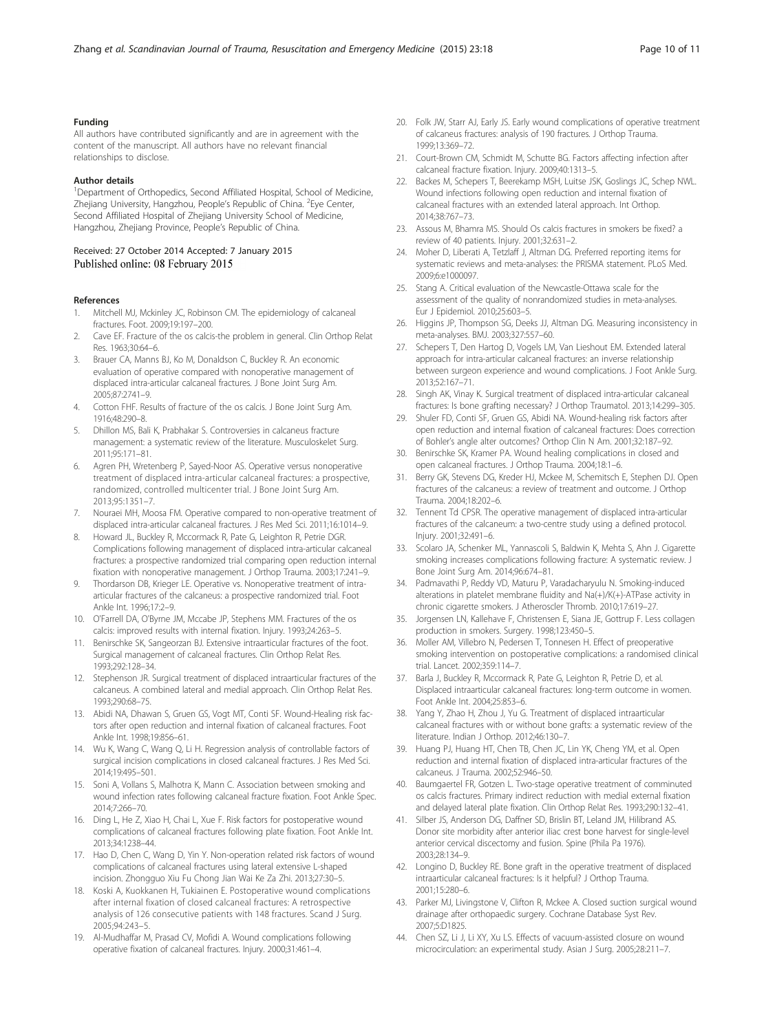### Funding

All authors have contributed significantly and are in agreement with the content of the manuscript. All authors have no relevant financial relationships to disclose.

### Author details

[1]Department of Orthopedics, Second Affiliated Hospital, School of Medicine, Zhejiang University, Hangzhou, People's Republic of China. [2]Eye Center, Second Affiliated Hospital of Zhejiang University School of Medicine, Hangzhou, Zhejiang Province, People's Republic of China.

Received: 27 October 2014 Accepted: 7 January 2015
Published online: 08 February 2015

### References

1. Mitchell MJ, Mckinley JC, Robinson CM. The epidemiology of calcaneal fractures. Foot. 2009;19:197–200.
2. Cave EF. Fracture of the os calcis-the problem in general. Clin Orthop Relat Res. 1963;30:64–6.
3. Brauer CA, Manns BJ, Ko M, Donaldson C, Buckley R. An economic evaluation of operative compared with nonoperative management of displaced intra-articular calcaneal fractures. J Bone Joint Surg Am. 2005;87:2741–9.
4. Cotton FHF. Results of fracture of the os calcis. J Bone Joint Surg Am. 1916;48:290–8.
5. Dhillon MS, Bali K, Prabhakar S. Controversies in calcaneus fracture management: a systematic review of the literature. Musculoskelet Surg. 2011;95:171–81.
6. Agren PH, Wretenberg P, Sayed-Noor AS. Operative versus nonoperative treatment of displaced intra-articular calcaneal fractures: a prospective, randomized, controlled multicenter trial. J Bone Joint Surg Am. 2013;95:1351–7.
7. Nouraei MH, Moosa FM. Operative compared to non-operative treatment of displaced intra-articular calcaneal fractures. J Res Med Sci. 2011;16:1014–9.
8. Howard JL, Buckley R, Mccormack R, Pate G, Leighton R, Petrie DGR. Complications following management of displaced intra-articular calcaneal fractures: a prospective randomized trial comparing open reduction internal fixation with nonoperative management. J Orthop Trauma. 2003;17:241–9.
9. Thordarson DB, Krieger LE. Operative vs. Nonoperative treatment of intra-articular fractures of the calcaneus: a prospective randomized trial. Foot Ankle Int. 1996;17:2–9.
10. O'Farrell DA, O'Byrne JM, Mccabe JP, Stephens MM. Fractures of the os calcis: improved results with internal fixation. Injury. 1993;24:263–5.
11. Benirschke SK, Sangeorzan BJ. Extensive intraarticular fractures of the foot. Surgical management of calcaneal fractures. Clin Orthop Relat Res. 1993;292:128–34.
12. Stephenson JR. Surgical treatment of displaced intraarticular fractures of the calcaneus. A combined lateral and medial approach. Clin Orthop Relat Res. 1993;290:68–75.
13. Abidi NA, Dhawan S, Gruen GS, Vogt MT, Conti SF. Wound-Healing risk factors after open reduction and internal fixation of calcaneal fractures. Foot Ankle Int. 1998;19:856–61.
14. Wu K, Wang C, Wang Q, Li H. Regression analysis of controllable factors of surgical incision complications in closed calcaneal fractures. J Res Med Sci. 2014;19:495–501.
15. Soni A, Vollans S, Malhotra K, Mann C. Association between smoking and wound infection rates following calcaneal fracture fixation. Foot Ankle Spec. 2014;7:266–70.
16. Ding L, He Z, Xiao H, Chai L, Xue F. Risk factors for postoperative wound complications of calcaneal fractures following plate fixation. Foot Ankle Int. 2013;34:1238–44.
17. Hao D, Chen C, Wang D, Yin Y. Non-operation related risk factors of wound complications of calcaneal fractures using lateral extensive L-shaped incision. Zhongguo Xiu Fu Chong Jian Wai Ke Za Zhi. 2013;27:30–5.
18. Koski A, Kuokkanen H, Tukiainen E. Postoperative wound complications after internal fixation of closed calcaneal fractures: A retrospective analysis of 126 consecutive patients with 148 fractures. Scand J Surg. 2005;94:243–5.
19. Al-Mudhaffar M, Prasad CV, Mofidi A. Wound complications following operative fixation of calcaneal fractures. Injury. 2000;31:461–4.
20. Folk JW, Starr AJ, Early JS. Early wound complications of operative treatment of calcaneus fractures: analysis of 190 fractures. J Orthop Trauma. 1999;13:369–72.
21. Court-Brown CM, Schmidt M, Schutte BG. Factors affecting infection after calcaneal fracture fixation. Injury. 2009;40:1313–5.
22. Backes M, Schepers T, Beerekamp MSH, Luitse JSK, Goslings JC, Schep NWL. Wound infections following open reduction and internal fixation of calcaneal fractures with an extended lateral approach. Int Orthop. 2014;38:767–73.
23. Assous M, Bhamra MS. Should Os calcis fractures in smokers be fixed? a review of 40 patients. Injury. 2001;32:631–2.
24. Moher D, Liberati A, Tetzlaff J, Altman DG. Preferred reporting items for systematic reviews and meta-analyses: the PRISMA statement. PLoS Med. 2009;6:e1000097.
25. Stang A. Critical evaluation of the Newcastle-Ottawa scale for the assessment of the quality of nonrandomized studies in meta-analyses. Eur J Epidemiol. 2010;25:603–5.
26. Higgins JP, Thompson SG, Deeks JJ, Altman DG. Measuring inconsistency in meta-analyses. BMJ. 2003;327:557–60.
27. Schepers T, Den Hartog D, Vogels LM, Van Lieshout EM. Extended lateral approach for intra-articular calcaneal fractures: an inverse relationship between surgeon experience and wound complications. J Foot Ankle Surg. 2013;52:167–71.
28. Singh AK, Vinay K. Surgical treatment of displaced intra-articular calcaneal fractures: Is bone grafting necessary? J Orthop Traumatol. 2013;14:299–305.
29. Shuler FD, Conti SF, Gruen GS, Abidi NA. Wound-healing risk factors after open reduction and internal fixation of calcaneal fractures: Does correction of Bohler's angle alter outcomes? Orthop Clin N Am. 2001;32:187–92.
30. Benirschke SK, Kramer PA. Wound healing complications in closed and open calcaneal fractures. J Orthop Trauma. 2004;18:1–6.
31. Berry GK, Stevens DG, Kreder HJ, Mckee M, Schemitsch E, Stephen DJ. Open fractures of the calcaneus: a review of treatment and outcome. J Orthop Trauma. 2004;18:202–6.
32. Tennent Td CPSR. The operative management of displaced intra-articular fractures of the calcaneum: a two-centre study using a defined protocol. Injury. 2001;32:491–6.
33. Scolaro JA, Schenker ML, Yannascoli S, Baldwin K, Mehta S, Ahn J. Cigarette smoking increases complications following fracture: A systematic review. J Bone Joint Surg Am. 2014;96:674–81.
34. Padmavathi P, Reddy VD, Maturu P, Varadacharyulu N. Smoking-induced alterations in platelet membrane fluidity and Na(+)/K(+)-ATPase activity in chronic cigarette smokers. J Atheroscler Thromb. 2010;17:619–27.
35. Jorgensen LN, Kallehave F, Christensen E, Siana JE, Gottrup F. Less collagen production in smokers. Surgery. 1998;123:450–5.
36. Moller AM, Villebro N, Pedersen T, Tonnesen H. Effect of preoperative smoking intervention on postoperative complications: a randomised clinical trial. Lancet. 2002;359:114–7.
37. Barla J, Buckley R, Mccormack R, Pate G, Leighton R, Petrie D, et al. Displaced intraarticular calcaneal fractures: long-term outcome in women. Foot Ankle Int. 2004;25:853–6.
38. Yang Y, Zhao H, Zhou J, Yu G. Treatment of displaced intraarticular calcaneal fractures with or without bone grafts: a systematic review of the literature. Indian J Orthop. 2012;46:130–7.
39. Huang PJ, Huang HT, Chen TB, Chen JC, Lin YK, Cheng YM, et al. Open reduction and internal fixation of displaced intra-articular fractures of the calcaneus. J Trauma. 2002;52:946–50.
40. Baumgaertel FR, Gotzen L. Two-stage operative treatment of comminuted os calcis fractures. Primary indirect reduction with medial external fixation and delayed lateral plate fixation. Clin Orthop Relat Res. 1993;290:132–41.
41. Silber JS, Anderson DG, Daffner SD, Brislin BT, Leland JM, Hilibrand AS. Donor site morbidity after anterior iliac crest bone harvest for single-level anterior cervical discectomy and fusion. Spine (Phila Pa 1976). 2003;28:134–9.
42. Longino D, Buckley RE. Bone graft in the operative treatment of displaced intraarticular calcaneal fractures: Is it helpful? J Orthop Trauma. 2001;15:280–6.
43. Parker MJ, Livingstone V, Clifton R, Mckee A. Closed suction surgical wound drainage after orthopaedic surgery. Cochrane Database Syst Rev. 2007;5:D1825.
44. Chen SZ, Li J, Li XY, Xu LS. Effects of vacuum-assisted closure on wound microcirculation: an experimental study. Asian J Surg. 2005;28:211–7.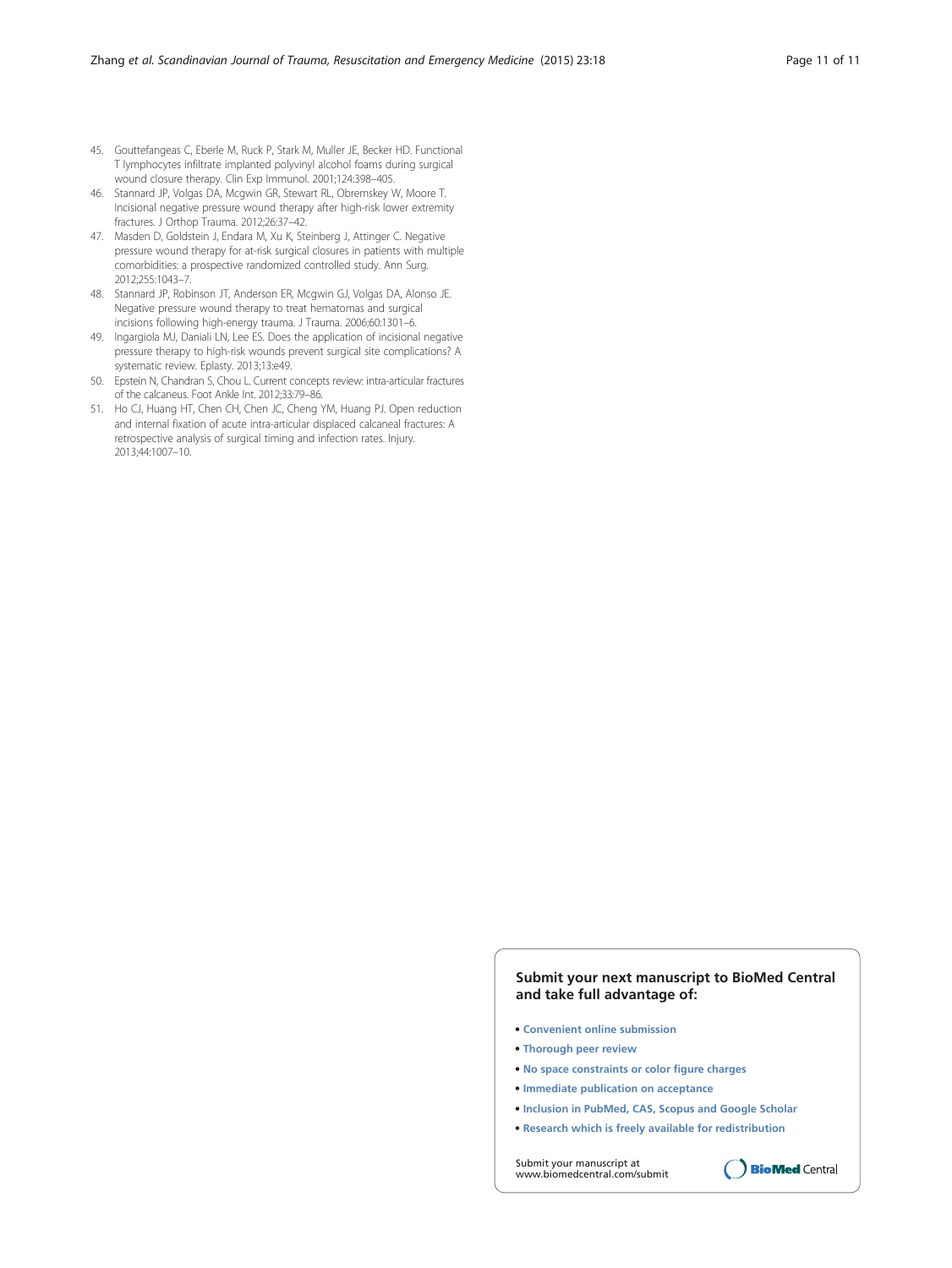45. Gouttefangeas C, Eberle M, Ruck P, Stark M, Muller JE, Becker HD. Functional T lymphocytes infiltrate implanted polyvinyl alcohol foams during surgical wound closure therapy. Clin Exp Immunol. 2001;124:398–405.
46. Stannard JP, Volgas DA, Mcgwin GR, Stewart RL, Obremskey W, Moore T. Incisional negative pressure wound therapy after high-risk lower extremity fractures. J Orthop Trauma. 2012;26:37–42.
47. Masden D, Goldstein J, Endara M, Xu K, Steinberg J, Attinger C. Negative pressure wound therapy for at-risk surgical closures in patients with multiple comorbidities: a prospective randomized controlled study. Ann Surg. 2012;255:1043–7.
48. Stannard JP, Robinson JT, Anderson ER, Mcgwin GJ, Volgas DA, Alonso JE. Negative pressure wound therapy to treat hematomas and surgical incisions following high-energy trauma. J Trauma. 2006;60:1301–6.
49. Ingargiola MJ, Daniali LN, Lee ES. Does the application of incisional negative pressure therapy to high-risk wounds prevent surgical site complications? A systematic review. Eplasty. 2013;13:e49.
50. Epstein N, Chandran S, Chou L. Current concepts review: intra-articular fractures of the calcaneus. Foot Ankle Int. 2012;33:79–86.
51. Ho CJ, Huang HT, Chen CH, Chen JC, Cheng YM, Huang PJ. Open reduction and internal fixation of acute intra-articular displaced calcaneal fractures: A retrospective analysis of surgical timing and infection rates. Injury. 2013;44:1007–10.

**Submit your next manuscript to BioMed Central and take full advantage of:**

- **Convenient online submission**
- **Thorough peer review**
- **No space constraints or color figure charges**
- **Immediate publication on acceptance**
- **Inclusion in PubMed, CAS, Scopus and Google Scholar**
- **Research which is freely available for redistribution**

Submit your manuscript at
www.biomedcentral.com/submit

BioMed Central